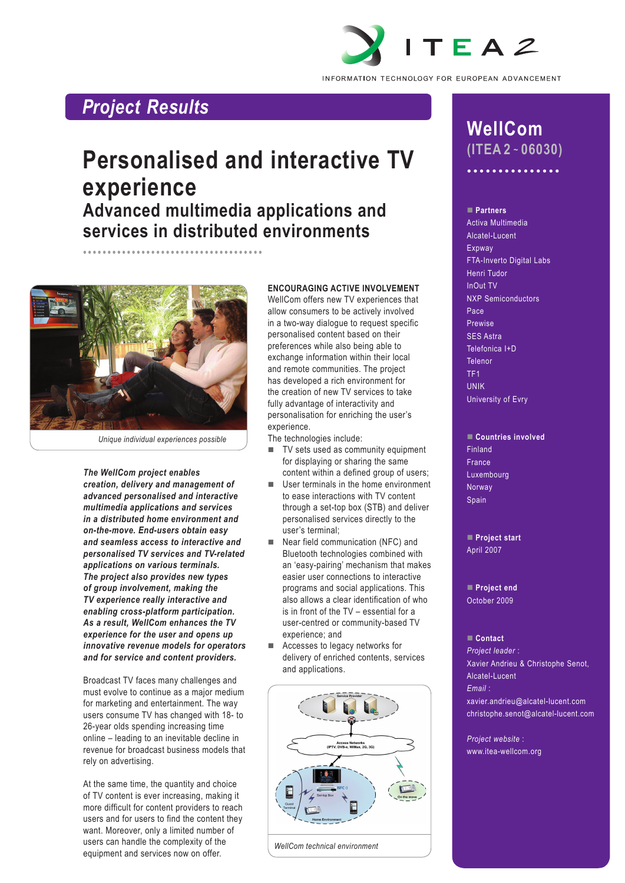# Project Results

# Personalised and interactive TV experience

## Advanced multimedia applications and services in distributed environments

*Unique individual experiences possible*

***The WellCom project enables creation, delivery and management of advanced personalised and interactive multimedia applications and services in a distributed home environment and on-the-move. End-users obtain easy and seamless access to interactive and personalised TV services and TV-related applications on various terminals. The project also provides new types of group involvement, making the TV experience really interactive and enabling cross-platform participation. As a result, WellCom enhances the TV experience for the user and opens up innovative business models for operators and for service and content providers.***

Broadcast TV faces many challenges and must evolve to continue as a major medium for marketing and entertainment. The way users consume TV has changed with 18- to 26-year olds spending increasing time online – leading to an inevitable decline in revenue for broadcast business models that rely on advertising.

At the same time, the quantity and choice of TV content is ever increasing, making it more difficult for content providers to reach users and for users to find the content they want. Moreover, only a limited number of users can handle the complexity of the equipment and services now on offer.

**ENCOURAGING ACTIVE INVOLVEMENT**

WellCom offers new TV experiences that allow consumers to be actively involved in a two-way dialogue to request specific personalised content based on their preferences while also being able to exchange information within their local and remote communities. The project has developed a rich environment for the creation of new TV services to take fully advantage of interactivity and personalisation for enriching the user's experience.

The technologies include:

- TV sets used as community equipment for displaying or sharing the same content within a defined group of users;
- User terminals in the home environment to ease interactions with TV content through a set-top box (STB) and deliver personalised services directly to the user's terminal;
- Near field communication (NFC) and Bluetooth technologies combined with an 'easy-pairing' mechanism that makes easier user connections to interactive programs and social applications. This also allows a clear identification of who is in front of the TV – essential for a user-centred or community-based TV experience; and
- Accesses to legacy networks for delivery of enriched contents, services and applications.

*WellCom technical environment*

# WellCom
## (ITEA 2 ~ 06030)

**Partners**

Activa Multimedia
Alcatel-Lucent
Expway
FTA-Inverto Digital Labs
Henri Tudor
InOut TV
NXP Semiconductors
Pace
Prewise
SES Astra
Telefonica I+D
Telenor
TF1
UNIK
University of Evry

**Countries involved**

Finland
France
Luxembourg
Norway
Spain

**Project start**

April 2007

**Project end**

October 2009

**Contact**

*Project leader :*
Xavier Andrieu & Christophe Senot, Alcatel-Lucent

*Email :*
xavier.andrieu@alcatel-lucent.com
christophe.senot@alcatel-lucent.com

*Project website :*
www.itea-wellcom.org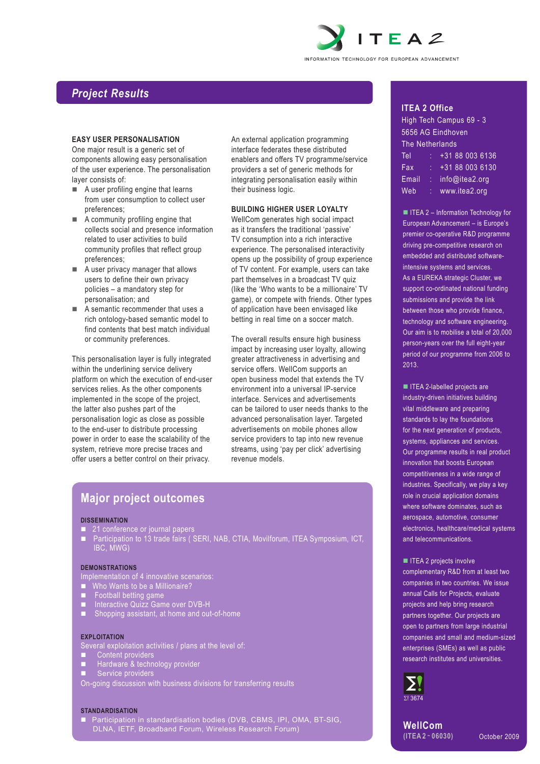## Project Results

### EASY USER PERSONALISATION

One major result is a generic set of components allowing easy personalisation of the user experience. The personalisation layer consists of:

- A user profiling engine that learns from user consumption to collect user preferences;
- A community profiling engine that collects social and presence information related to user activities to build community profiles that reflect group preferences;
- A user privacy manager that allows users to define their own privacy policies – a mandatory step for personalisation; and
- A semantic recommender that uses a rich ontology-based semantic model to find contents that best match individual or community preferences.

This personalisation layer is fully integrated within the underlining service delivery platform on which the execution of end-user services relies. As the other components implemented in the scope of the project, the latter also pushes part of the personalisation logic as close as possible to the end-user to distribute processing power in order to ease the scalability of the system, retrieve more precise traces and offer users a better control on their privacy.

An external application programming interface federates these distributed enablers and offers TV programme/service providers a set of generic methods for integrating personalisation easily within their business logic.

### BUILDING HIGHER USER LOYALTY

WellCom generates high social impact as it transfers the traditional 'passive' TV consumption into a rich interactive experience. The personalised interactivity opens up the possibility of group experience of TV content. For example, users can take part themselves in a broadcast TV quiz (like the 'Who wants to be a millionaire' TV game), or compete with friends. Other types of application have been envisaged like betting in real time on a soccer match.

The overall results ensure high business impact by increasing user loyalty, allowing greater attractiveness in advertising and service offers. WellCom supports an open business model that extends the TV environment into a universal IP-service interface. Services and advertisements can be tailored to user needs thanks to the advanced personalisation layer. Targeted advertisements on mobile phones allow service providers to tap into new revenue streams, using 'pay per click' advertising revenue models.

## Major project outcomes

**DISSEMINATION**

- 21 conference or journal papers
- Participation to 13 trade fairs ( SERI, NAB, CTIA, Movilforum, ITEA Symposium, ICT, IBC, MWG)

**DEMONSTRATIONS**

Implementation of 4 innovative scenarios:

- Who Wants to be a Millionaire?
- Football betting game
- Interactive Quizz Game over DVB-H
- Shopping assistant, at home and out-of-home

**EXPLOITATION**

Several exploitation activities / plans at the level of:

- Content providers
- Hardware & technology provider
- Service providers

On-going discussion with business divisions for transferring results

**STANDARDISATION**

- Participation in standardisation bodies (DVB, CBMS, IPI, OMA, BT-SIG, DLNA, IETF, Broadband Forum, Wireless Research Forum)

### ITEA 2 Office

High Tech Campus 69 - 3
5656 AG Eindhoven
The Netherlands

Tel : +31 88 003 6136
Fax : +31 88 003 6130
Email : info@itea2.org
Web : www.itea2.org

- ITEA 2 – Information Technology for European Advancement – is Europe's premier co-operative R&D programme driving pre-competitive research on embedded and distributed software-intensive systems and services. As a EUREKA strategic Cluster, we support co-ordinated national funding submissions and provide the link between those who provide finance, technology and software engineering. Our aim is to mobilise a total of 20,000 person-years over the full eight-year period of our programme from 2006 to 2013.

- ITEA 2-labelled projects are industry-driven initiatives building vital middleware and preparing standards to lay the foundations for the next generation of products, systems, appliances and services. Our programme results in real product innovation that boosts European competitiveness in a wide range of industries. Specifically, we play a key role in crucial application domains where software dominates, such as aerospace, automotive, consumer electronics, healthcare/medical systems and telecommunications.

- ITEA 2 projects involve complementary R&D from at least two companies in two countries. We issue annual Calls for Projects, evaluate projects and help bring research partners together. Our projects are open to partners from large industrial companies and small and medium-sized enterprises (SMEs) as well as public research institutes and universities.

Σ! 3674

**WellCom**
**(ITEA 2 - 06030)**

October 2009